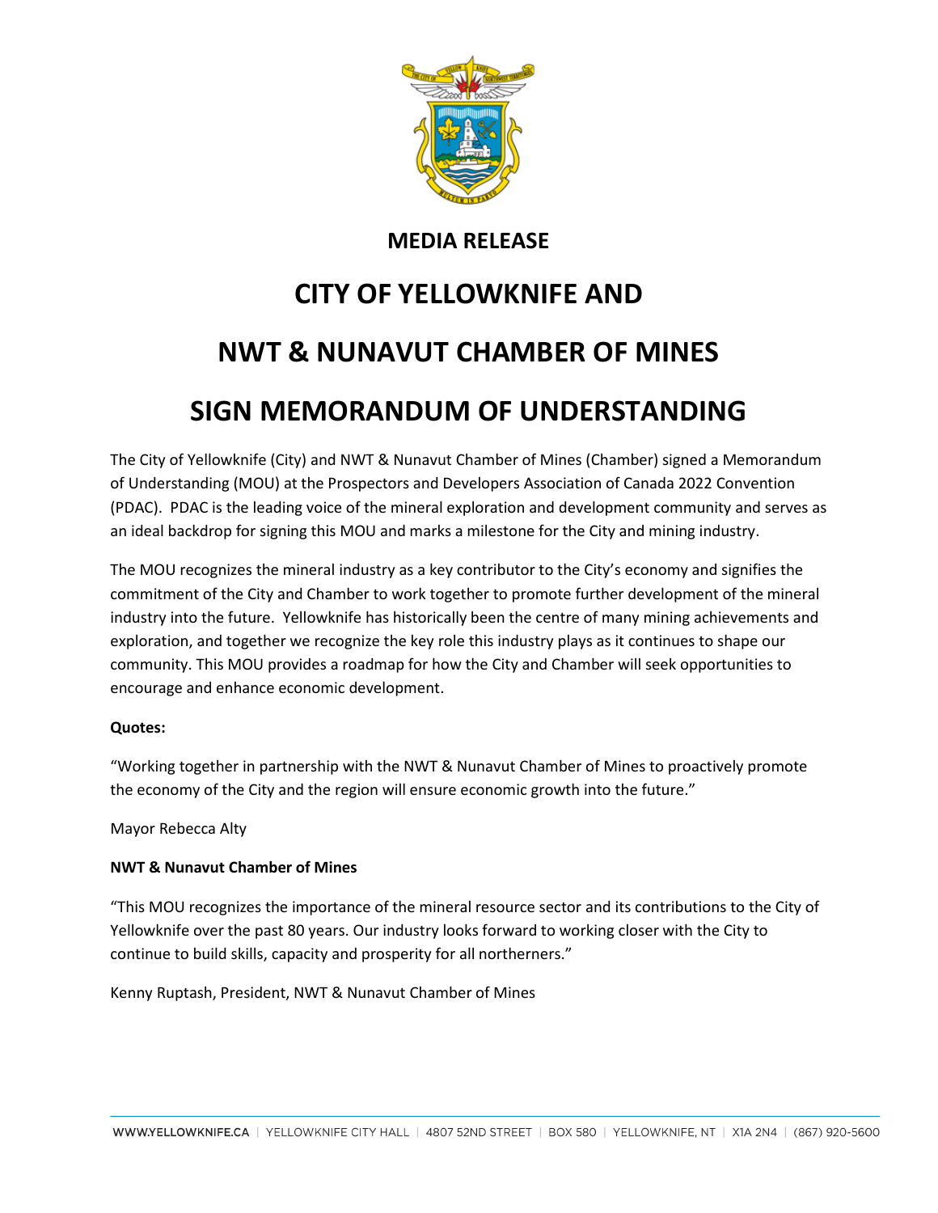**MEDIA RELEASE**

# CITY OF YELLOWKNIFE AND NWT & NUNAVUT CHAMBER OF MINES SIGN MEMORANDUM OF UNDERSTANDING

The City of Yellowknife (City) and NWT & Nunavut Chamber of Mines (Chamber) signed a Memorandum of Understanding (MOU) at the Prospectors and Developers Association of Canada 2022 Convention (PDAC). PDAC is the leading voice of the mineral exploration and development community and serves as an ideal backdrop for signing this MOU and marks a milestone for the City and mining industry.

The MOU recognizes the mineral industry as a key contributor to the City's economy and signifies the commitment of the City and Chamber to work together to promote further development of the mineral industry into the future. Yellowknife has historically been the centre of many mining achievements and exploration, and together we recognize the key role this industry plays as it continues to shape our community. This MOU provides a roadmap for how the City and Chamber will seek opportunities to encourage and enhance economic development.

**Quotes:**

"Working together in partnership with the NWT & Nunavut Chamber of Mines to proactively promote the economy of the City and the region will ensure economic growth into the future."

Mayor Rebecca Alty

**NWT & Nunavut Chamber of Mines**

"This MOU recognizes the importance of the mineral resource sector and its contributions to the City of Yellowknife over the past 80 years. Our industry looks forward to working closer with the City to continue to build skills, capacity and prosperity for all northerners."

Kenny Ruptash, President, NWT & Nunavut Chamber of Mines

WWW.YELLOWKNIFE.CA | YELLOWKNIFE CITY HALL | 4807 52ND STREET | BOX 580 | YELLOWKNIFE, NT | X1A 2N4 | (867) 920-5600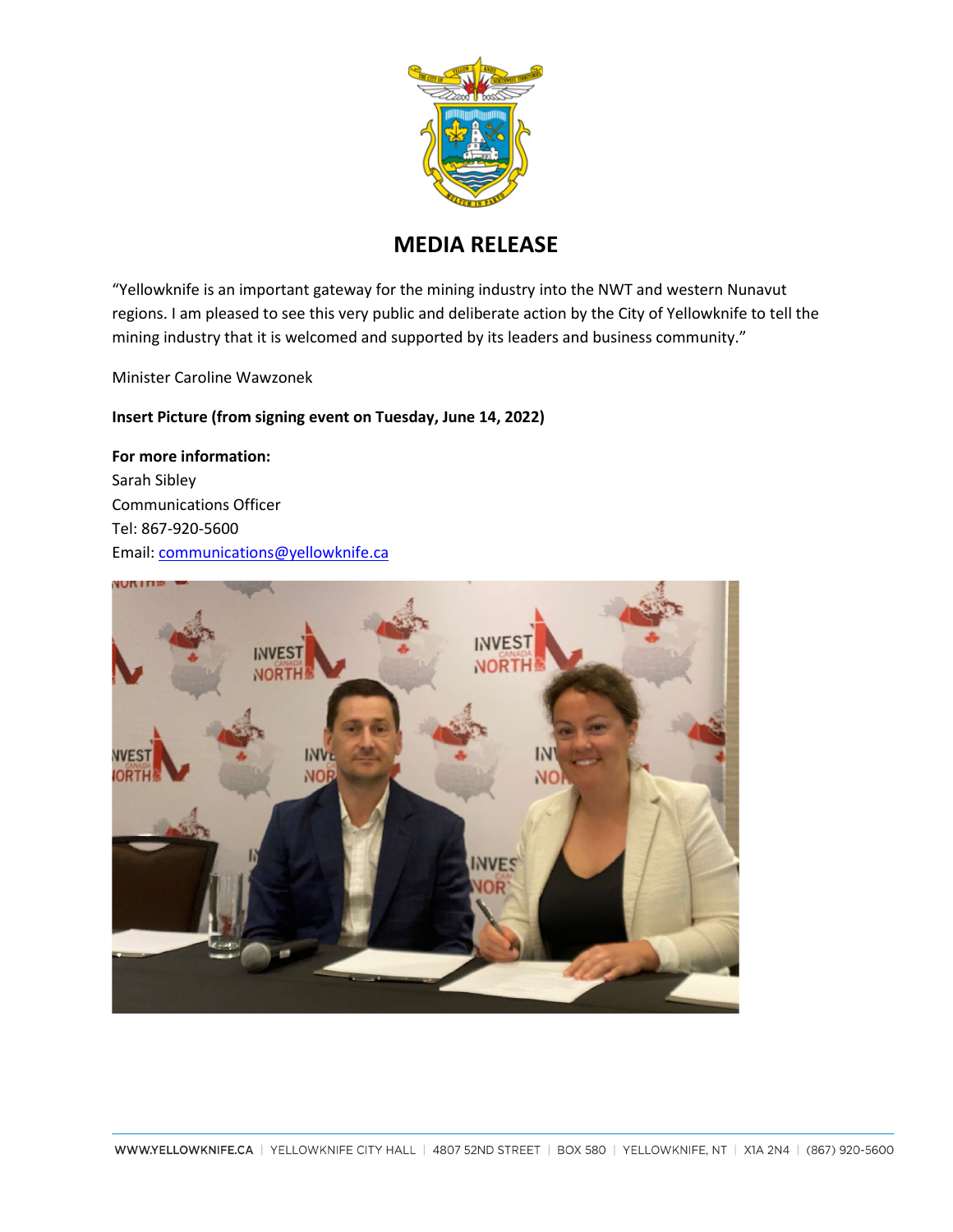# MEDIA RELEASE

"Yellowknife is an important gateway for the mining industry into the NWT and western Nunavut regions. I am pleased to see this very public and deliberate action by the City of Yellowknife to tell the mining industry that it is welcomed and supported by its leaders and business community."

Minister Caroline Wawzonek

**Insert Picture (from signing event on Tuesday, June 14, 2022)**

**For more information:**
Sarah Sibley
Communications Officer
Tel: 867-920-5600
Email: communications@yellowknife.ca